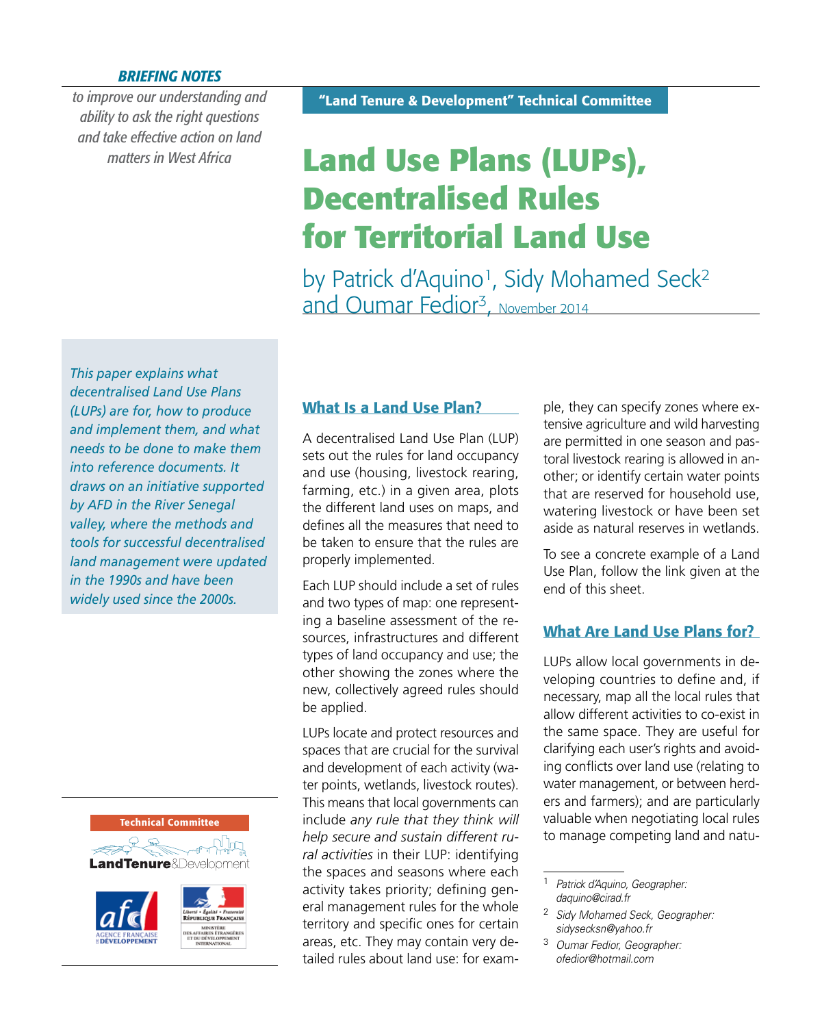*BRIEFING NOTES*

*to improve our understanding and ability to ask the right questions and take effective action on land matters in West Africa*

**"Land Tenure & Development" Technical Committee**

# Land Use Plans (LUPs), Decentralised Rules for Territorial Land Use

by Patrick d'Aquino[1], Sidy Mohamed Seck[2] and Oumar Fedior[3], November 2014

*This paper explains what decentralised Land Use Plans (LUPs) are for, how to produce and implement them, and what needs to be done to make them into reference documents. It draws on an initiative supported by AFD in the River Senegal valley, where the methods and tools for successful decentralised land management were updated in the 1990s and have been widely used since the 2000s.*

## What Is a Land Use Plan?

A decentralised Land Use Plan (LUP) sets out the rules for land occupancy and use (housing, livestock rearing, farming, etc.) in a given area, plots the different land uses on maps, and defines all the measures that need to be taken to ensure that the rules are properly implemented.

Each LUP should include a set of rules and two types of map: one representing a baseline assessment of the resources, infrastructures and different types of land occupancy and use; the other showing the zones where the new, collectively agreed rules should be applied.

LUPs locate and protect resources and spaces that are crucial for the survival and development of each activity (water points, wetlands, livestock routes). This means that local governments can include *any rule that they think will help secure and sustain different rural activities* in their LUP: identifying the spaces and seasons where each activity takes priority; defining general management rules for the whole territory and specific ones for certain areas, etc. They may contain very detailed rules about land use: for example, they can specify zones where extensive agriculture and wild harvesting are permitted in one season and pastoral livestock rearing is allowed in another; or identify certain water points that are reserved for household use, watering livestock or have been set aside as natural reserves in wetlands.

To see a concrete example of a Land Use Plan, follow the link given at the end of this sheet.

## What Are Land Use Plans for?

LUPs allow local governments in developing countries to define and, if necessary, map all the local rules that allow different activities to co-exist in the same space. They are useful for clarifying each user's rights and avoiding conflicts over land use (relating to water management, or between herders and farmers); and are particularly valuable when negotiating local rules to manage competing land and natu-

---

[1] *Patrick d'Aquino, Geographer: daquino@cirad.fr*

[2] *Sidy Mohamed Seck, Geographer: sidysecksn@yahoo.fr*

[3] *Oumar Fedior, Geographer: ofedior@hotmail.com*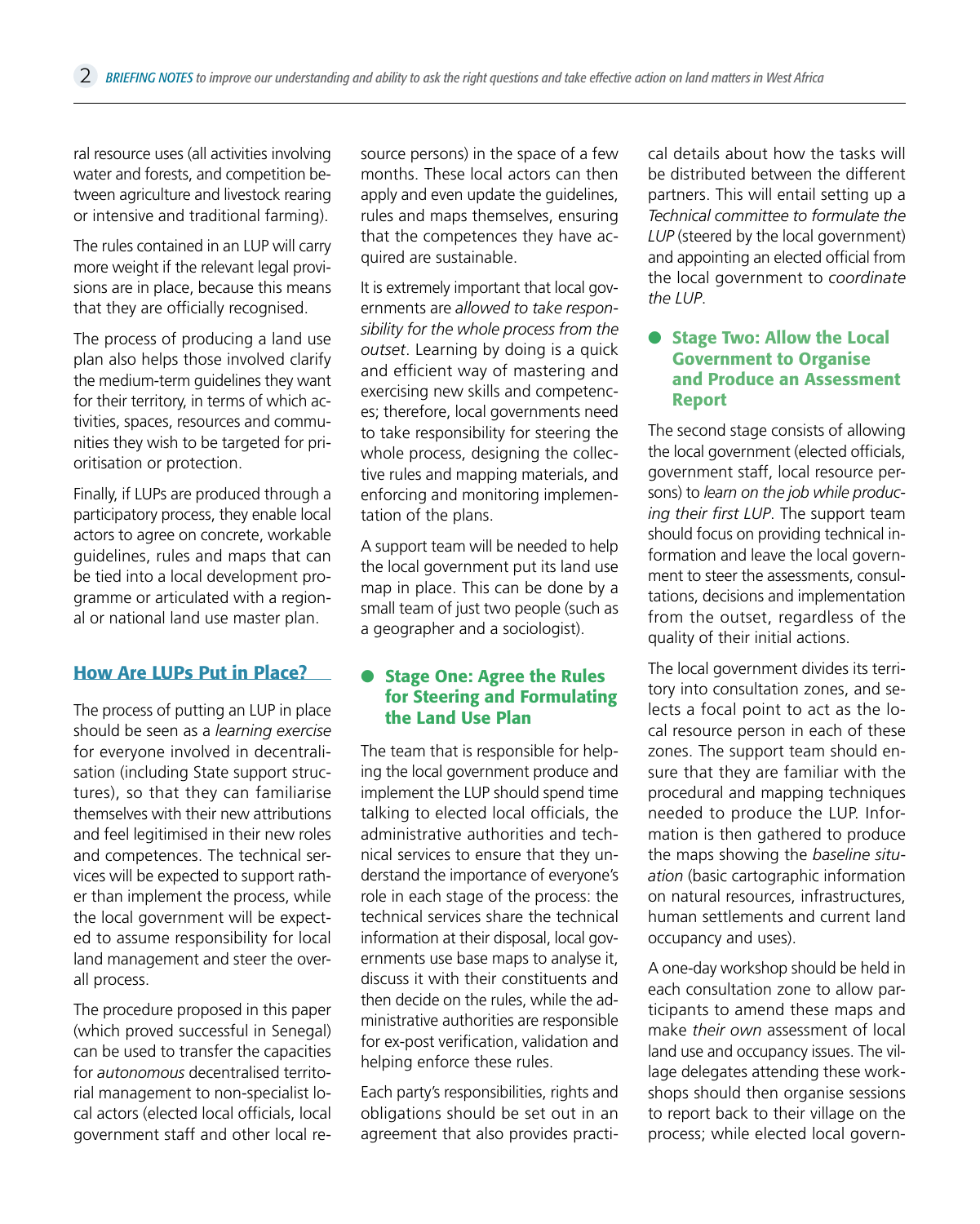ral resource uses (all activities involving water and forests, and competition between agriculture and livestock rearing or intensive and traditional farming).

The rules contained in an LUP will carry more weight if the relevant legal provisions are in place, because this means that they are officially recognised.

The process of producing a land use plan also helps those involved clarify the medium-term guidelines they want for their territory, in terms of which activities, spaces, resources and communities they wish to be targeted for prioritisation or protection.

Finally, if LUPs are produced through a participatory process, they enable local actors to agree on concrete, workable guidelines, rules and maps that can be tied into a local development programme or articulated with a regional or national land use master plan.

## How Are LUPs Put in Place?

The process of putting an LUP in place should be seen as a *learning exercise* for everyone involved in decentralisation (including State support structures), so that they can familiarise themselves with their new attributions and feel legitimised in their new roles and competences. The technical services will be expected to support rather than implement the process, while the local government will be expected to assume responsibility for local land management and steer the overall process.

The procedure proposed in this paper (which proved successful in Senegal) can be used to transfer the capacities for *autonomous* decentralised territorial management to non-specialist local actors (elected local officials, local government staff and other local resource persons) in the space of a few months. These local actors can then apply and even update the guidelines, rules and maps themselves, ensuring that the competences they have acquired are sustainable.

It is extremely important that local governments are *allowed to take responsibility for the whole process from the outset*. Learning by doing is a quick and efficient way of mastering and exercising new skills and competences; therefore, local governments need to take responsibility for steering the whole process, designing the collective rules and mapping materials, and enforcing and monitoring implementation of the plans.

A support team will be needed to help the local government put its land use map in place. This can be done by a small team of just two people (such as a geographer and a sociologist).

### Stage One: Agree the Rules for Steering and Formulating the Land Use Plan

The team that is responsible for helping the local government produce and implement the LUP should spend time talking to elected local officials, the administrative authorities and technical services to ensure that they understand the importance of everyone's role in each stage of the process: the technical services share the technical information at their disposal, local governments use base maps to analyse it, discuss it with their constituents and then decide on the rules, while the administrative authorities are responsible for ex-post verification, validation and helping enforce these rules.

Each party's responsibilities, rights and obligations should be set out in an agreement that also provides practical details about how the tasks will be distributed between the different partners. This will entail setting up a *Technical committee to formulate the LUP* (steered by the local government) and appointing an elected official from the local government to *coordinate the LUP*.

### Stage Two: Allow the Local Government to Organise and Produce an Assessment Report

The second stage consists of allowing the local government (elected officials, government staff, local resource persons) to *learn on the job while producing their first LUP*. The support team should focus on providing technical information and leave the local government to steer the assessments, consultations, decisions and implementation from the outset, regardless of the quality of their initial actions.

The local government divides its territory into consultation zones, and selects a focal point to act as the local resource person in each of these zones. The support team should ensure that they are familiar with the procedural and mapping techniques needed to produce the LUP. Information is then gathered to produce the maps showing the *baseline situation* (basic cartographic information on natural resources, infrastructures, human settlements and current land occupancy and uses).

A one-day workshop should be held in each consultation zone to allow participants to amend these maps and make *their own* assessment of local land use and occupancy issues. The village delegates attending these workshops should then organise sessions to report back to their village on the process; while elected local govern-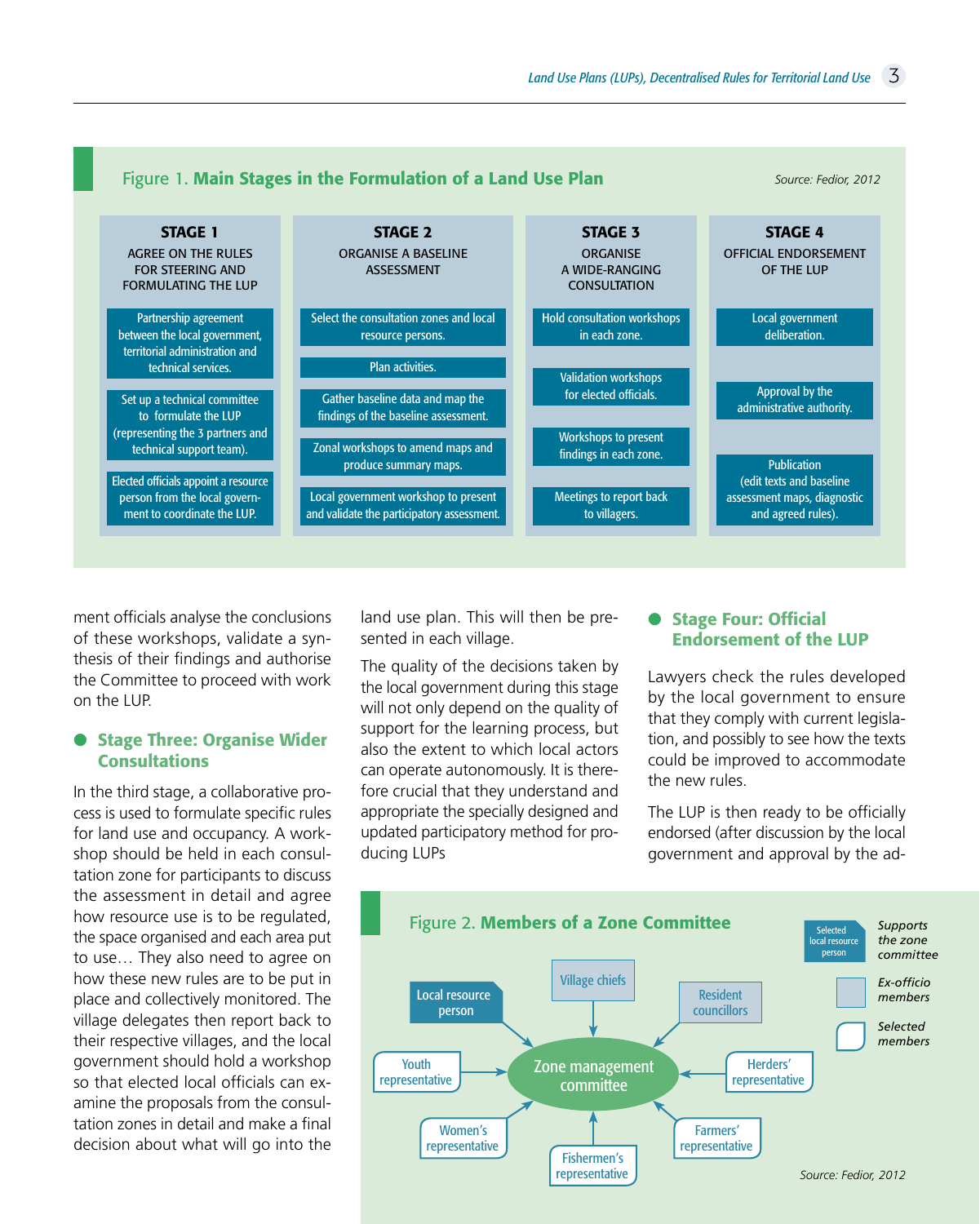**Figure 1. Main Stages in the Formulation of a Land Use Plan**

*Source: Fedior, 2012*

| STAGE 1<br>AGREE ON THE RULES FOR STEERING AND FORMULATING THE LUP | STAGE 2<br>ORGANISE A BASELINE ASSESSMENT | STAGE 3<br>ORGANISE A WIDE-RANGING CONSULTATION | STAGE 4<br>OFFICIAL ENDORSEMENT OF THE LUP |
|---|---|---|---|
| Partnership agreement between the local government, territorial administration and technical services. | Select the consultation zones and local resource persons. | Hold consultation workshops in each zone. | Local government deliberation. |
| Set up a technical committee to formulate the LUP (representing the 3 partners and technical support team). | Plan activities. | Validation workshops for elected officials. | Approval by the administrative authority. |
| Elected officials appoint a resource person from the local government to coordinate the LUP. | Gather baseline data and map the findings of the baseline assessment. | Workshops to present findings in each zone. | Publication (edit texts and baseline assessment maps, diagnostic and agreed rules). |
| | Zonal workshops to amend maps and produce summary maps. | Meetings to report back to villagers. | |
| | Local government workshop to present and validate the participatory assessment. | | |

ment officials analyse the conclusions of these workshops, validate a synthesis of their findings and authorise the Committee to proceed with work on the LUP.

## Stage Three: Organise Wider Consultations

In the third stage, a collaborative process is used to formulate specific rules for land use and occupancy. A workshop should be held in each consultation zone for participants to discuss the assessment in detail and agree how resource use is to be regulated, the space organised and each area put to use… They also need to agree on how these new rules are to be put in place and collectively monitored. The village delegates then report back to their respective villages, and the local government should hold a workshop so that elected local officials can examine the proposals from the consultation zones in detail and make a final decision about what will go into the land use plan. This will then be presented in each village.

The quality of the decisions taken by the local government during this stage will not only depend on the quality of support for the learning process, but also the extent to which local actors can operate autonomously. It is therefore crucial that they understand and appropriate the specially designed and updated participatory method for producing LUPs

## Stage Four: Official Endorsement of the LUP

Lawyers check the rules developed by the local government to ensure that they comply with current legislation, and possibly to see how the texts could be improved to accommodate the new rules.

The LUP is then ready to be officially endorsed (after discussion by the local government and approval by the ad-

**Figure 2. Members of a Zone Committee**

Zone management committee

- Local resource person
- Village chiefs
- Resident councillors
- Youth representative
- Herders' representative
- Women's representative
- Fishermen's representative
- Farmers' representative

Legend: Selected local resource person — *Supports the zone committee*; *Ex-officio members*; *Selected members*

*Source: Fedior, 2012*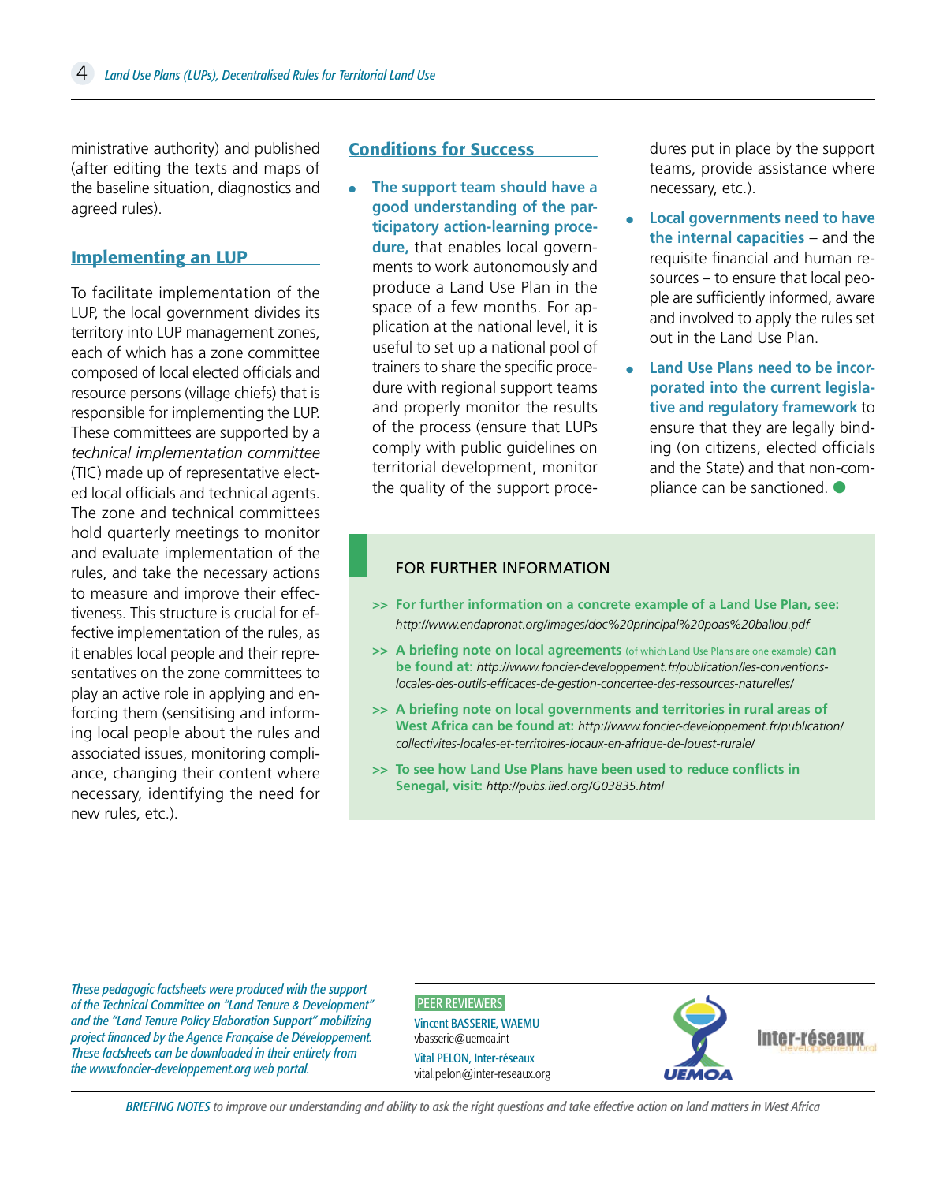ministrative authority) and published (after editing the texts and maps of the baseline situation, diagnostics and agreed rules).

## Implementing an LUP

To facilitate implementation of the LUP, the local government divides its territory into LUP management zones, each of which has a zone committee composed of local elected officials and resource persons (village chiefs) that is responsible for implementing the LUP. These committees are supported by a *technical implementation committee* (TIC) made up of representative elected local officials and technical agents. The zone and technical committees hold quarterly meetings to monitor and evaluate implementation of the rules, and take the necessary actions to measure and improve their effectiveness. This structure is crucial for effective implementation of the rules, as it enables local people and their representatives on the zone committees to play an active role in applying and enforcing them (sensitising and informing local people about the rules and associated issues, monitoring compliance, changing their content where necessary, identifying the need for new rules, etc.).

## Conditions for Success

- **The support team should have a good understanding of the participatory action-learning procedure,** that enables local governments to work autonomously and produce a Land Use Plan in the space of a few months. For application at the national level, it is useful to set up a national pool of trainers to share the specific procedure with regional support teams and properly monitor the results of the process (ensure that LUPs comply with public guidelines on territorial development, monitor the quality of the support procedures put in place by the support teams, provide assistance where necessary, etc.).
- **Local governments need to have the internal capacities** – and the requisite financial and human resources – to ensure that local people are sufficiently informed, aware and involved to apply the rules set out in the Land Use Plan.
- **Land Use Plans need to be incorporated into the current legislative and regulatory framework** to ensure that they are legally binding (on citizens, elected officials and the State) and that non-compliance can be sanctioned.

### FOR FURTHER INFORMATION

- >> **For further information on a concrete example of a Land Use Plan, see:** *http://www.endapronat.org/images/doc%20principal%20poas%20ballou.pdf*
- >> **A briefing note on local agreements** (of which Land Use Plans are one example) **can be found at:** *http://www.foncier-developpement.fr/publication/les-conventions-locales-des-outils-efficaces-de-gestion-concertee-des-ressources-naturelles/*
- >> **A briefing note on local governments and territories in rural areas of West Africa can be found at:** *http://www.foncier-developpement.fr/publication/collectivites-locales-et-territoires-locaux-en-afrique-de-louest-rurale/*
- >> **To see how Land Use Plans have been used to reduce conflicts in Senegal, visit:** *http://pubs.iied.org/G03835.html*

*These pedagogic factsheets were produced with the support of the Technical Committee on "Land Tenure & Development" and the "Land Tenure Policy Elaboration Support" mobilizing project financed by the Agence Française de Développement. These factsheets can be downloaded in their entirety from the www.foncier-developpement.org web portal.*

PEER REVIEWERS

Vincent BASSERIE, WAEMU
vbasserie@uemoa.int

Vital PELON, Inter-réseaux
vital.pelon@inter-reseaux.org

UEMOA

Inter-réseaux Développement rural

*BRIEFING NOTES to improve our understanding and ability to ask the right questions and take effective action on land matters in West Africa*